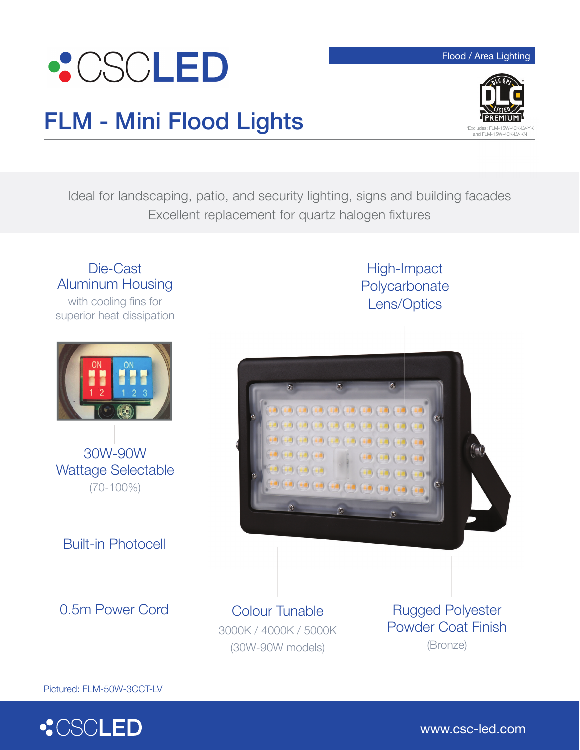# CSCLED

Flood / Area Lighting

## FLM - Mini Flood Lights

DLC Premium
*Excludes: FLM-15W-40K-LV-YK and FLM-15W-40K-LV-KN

Ideal for landscaping, patio, and security lighting, signs and building facades
Excellent replacement for quartz halogen fixtures

**Die-Cast Aluminum Housing**
with cooling fins for superior heat dissipation

**High-Impact Polycarbonate Lens/Optics**

**30W-90W Wattage Selectable**
(70-100%)

**Built-in Photocell**

**0.5m Power Cord**

**Colour Tunable**
3000K / 4000K / 5000K
(30W-90W models)

**Rugged Polyester Powder Coat Finish**
(Bronze)

Pictured: FLM-50W-3CCT-LV

CSCLED www.csc-led.com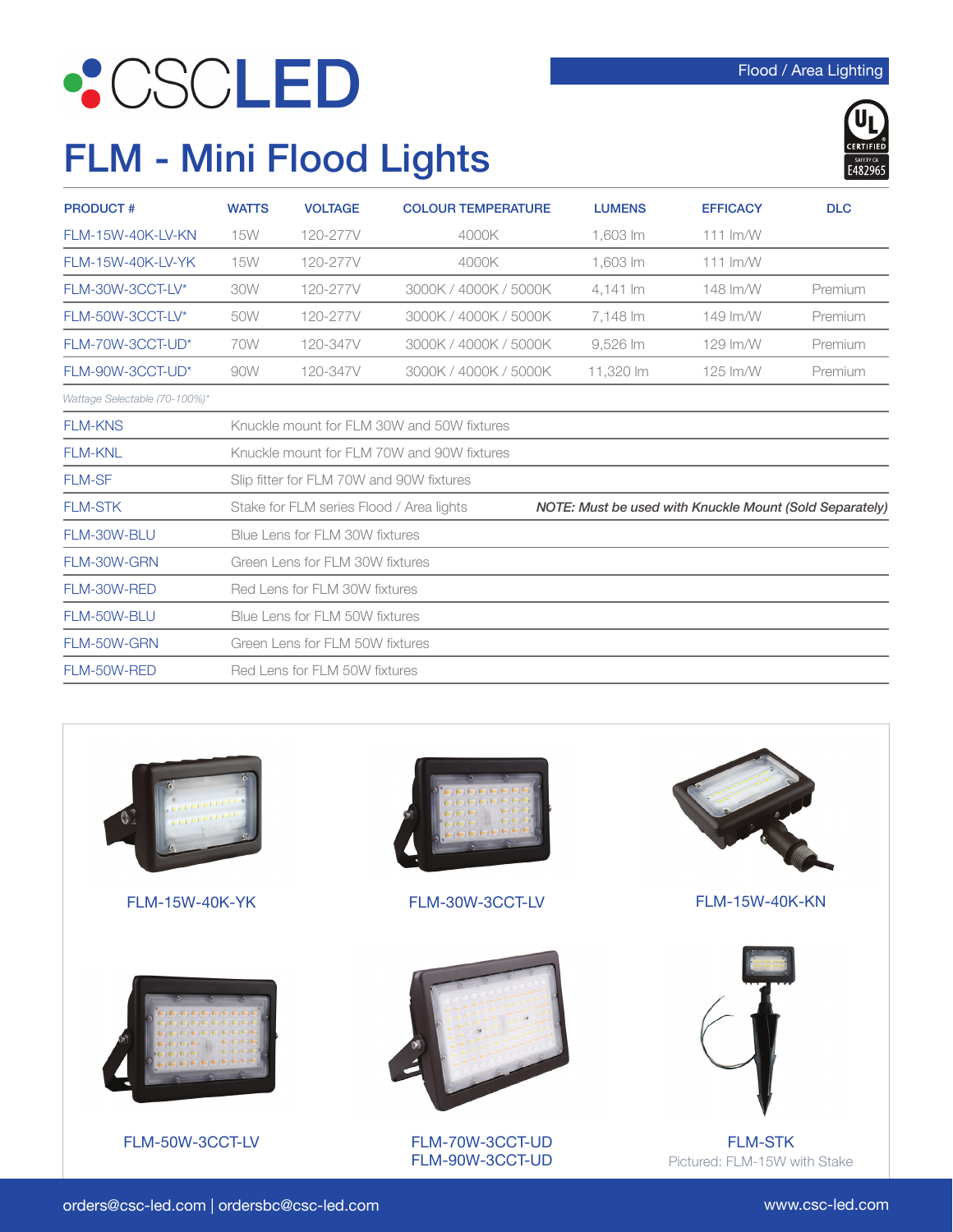# CSCLED

Flood / Area Lighting

## FLM - Mini Flood Lights

UL CERTIFIED SAFETY CA E482965

| PRODUCT # | WATTS | VOLTAGE | COLOUR TEMPERATURE | LUMENS | EFFICACY | DLC |
|---|---|---|---|---|---|---|
| FLM-15W-40K-LV-KN | 15W | 120-277V | 4000K | 1,603 lm | 111 lm/W | |
| FLM-15W-40K-LV-YK | 15W | 120-277V | 4000K | 1,603 lm | 111 lm/W | |
| FLM-30W-3CCT-LV* | 30W | 120-277V | 3000K / 4000K / 5000K | 4,141 lm | 148 lm/W | Premium |
| FLM-50W-3CCT-LV* | 50W | 120-277V | 3000K / 4000K / 5000K | 7,148 lm | 149 lm/W | Premium |
| FLM-70W-3CCT-UD* | 70W | 120-347V | 3000K / 4000K / 5000K | 9,526 lm | 129 lm/W | Premium |
| FLM-90W-3CCT-UD* | 90W | 120-347V | 3000K / 4000K / 5000K | 11,320 lm | 125 lm/W | Premium |

*Wattage Selectable (70-100%)**

| | | |
|---|---|---|
| FLM-KNS | Knuckle mount for FLM 30W and 50W fixtures | |
| FLM-KNL | Knuckle mount for FLM 70W and 90W fixtures | |
| FLM-SF | Slip fitter for FLM 70W and 90W fixtures | |
| FLM-STK | Stake for FLM series Flood / Area lights | ***NOTE: Must be used with Knuckle Mount (Sold Separately)*** |
| FLM-30W-BLU | Blue Lens for FLM 30W fixtures | |
| FLM-30W-GRN | Green Lens for FLM 30W fixtures | |
| FLM-30W-RED | Red Lens for FLM 30W fixtures | |
| FLM-50W-BLU | Blue Lens for FLM 50W fixtures | |
| FLM-50W-GRN | Green Lens for FLM 50W fixtures | |
| FLM-50W-RED | Red Lens for FLM 50W fixtures | |

FLM-15W-40K-YK

FLM-30W-3CCT-LV

FLM-15W-40K-KN

FLM-50W-3CCT-LV

FLM-70W-3CCT-UD
FLM-90W-3CCT-UD

FLM-STK
Pictured: FLM-15W with Stake

orders@csc-led.com | ordersbc@csc-led.com

www.csc-led.com